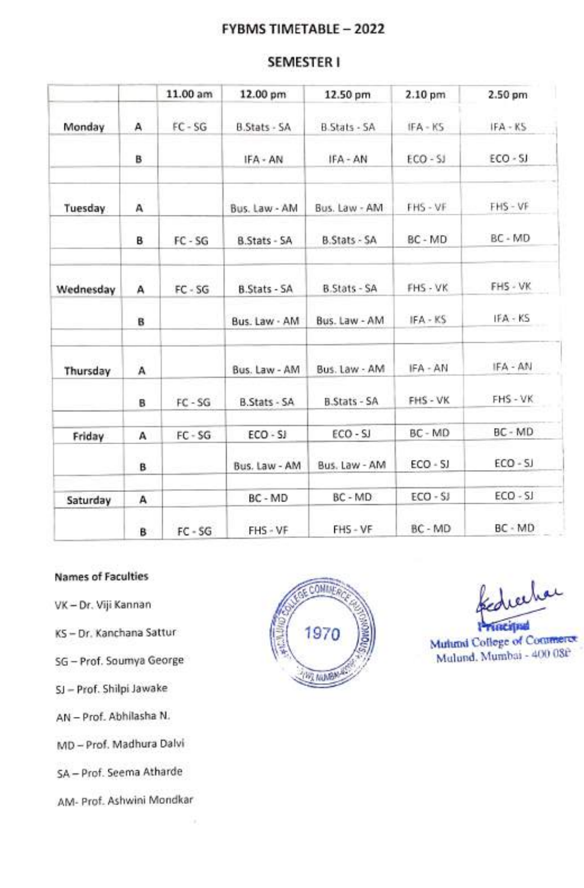# FYBMS TIMETABLE – 2022

## SEMESTER I

| | | 11.00 am | 12.00 pm | 12.50 pm | 2.10 pm | 2.50 pm |
|---|---|---|---|---|---|---|
| Monday | A | FC - SG | B.Stats - SA | B.Stats - SA | IFA - KS | IFA - KS |
| | B | | IFA - AN | IFA - AN | ECO - SJ | ECO - SJ |
| Tuesday | A | | Bus. Law - AM | Bus. Law - AM | FHS - VF | FHS - VF |
| | B | FC - SG | B.Stats - SA | B.Stats - SA | BC - MD | BC - MD |
| Wednesday | A | FC - SG | B.Stats - SA | B.Stats - SA | FHS - VK | FHS - VK |
| | B | | Bus. Law - AM | Bus. Law - AM | IFA - KS | IFA - KS |
| Thursday | A | | Bus. Law - AM | Bus. Law - AM | IFA - AN | IFA - AN |
| | B | FC - SG | B.Stats - SA | B.Stats - SA | FHS - VK | FHS - VK |
| Friday | A | FC - SG | ECO - SJ | ECO - SJ | BC - MD | BC - MD |
| | B | | Bus. Law - AM | Bus. Law - AM | ECO - SJ | ECO - SJ |
| Saturday | A | | BC - MD | BC - MD | ECO - SJ | ECO - SJ |
| | B | FC - SG | FHS - VF | FHS - VF | BC - MD | BC - MD |

**Names of Faculties**

VK – Dr. Viji Kannan

KS – Dr. Kanchana Sattur

SG – Prof. Soumya George

SJ – Prof. Shilpi Jawake

AN – Prof. Abhilasha N.

MD – Prof. Madhura Dalvi

SA – Prof. Seema Atharde

AM- Prof. Ashwini Mondkar

Principal
Mulund College of Commerce
Mulund, Mumbai - 400 080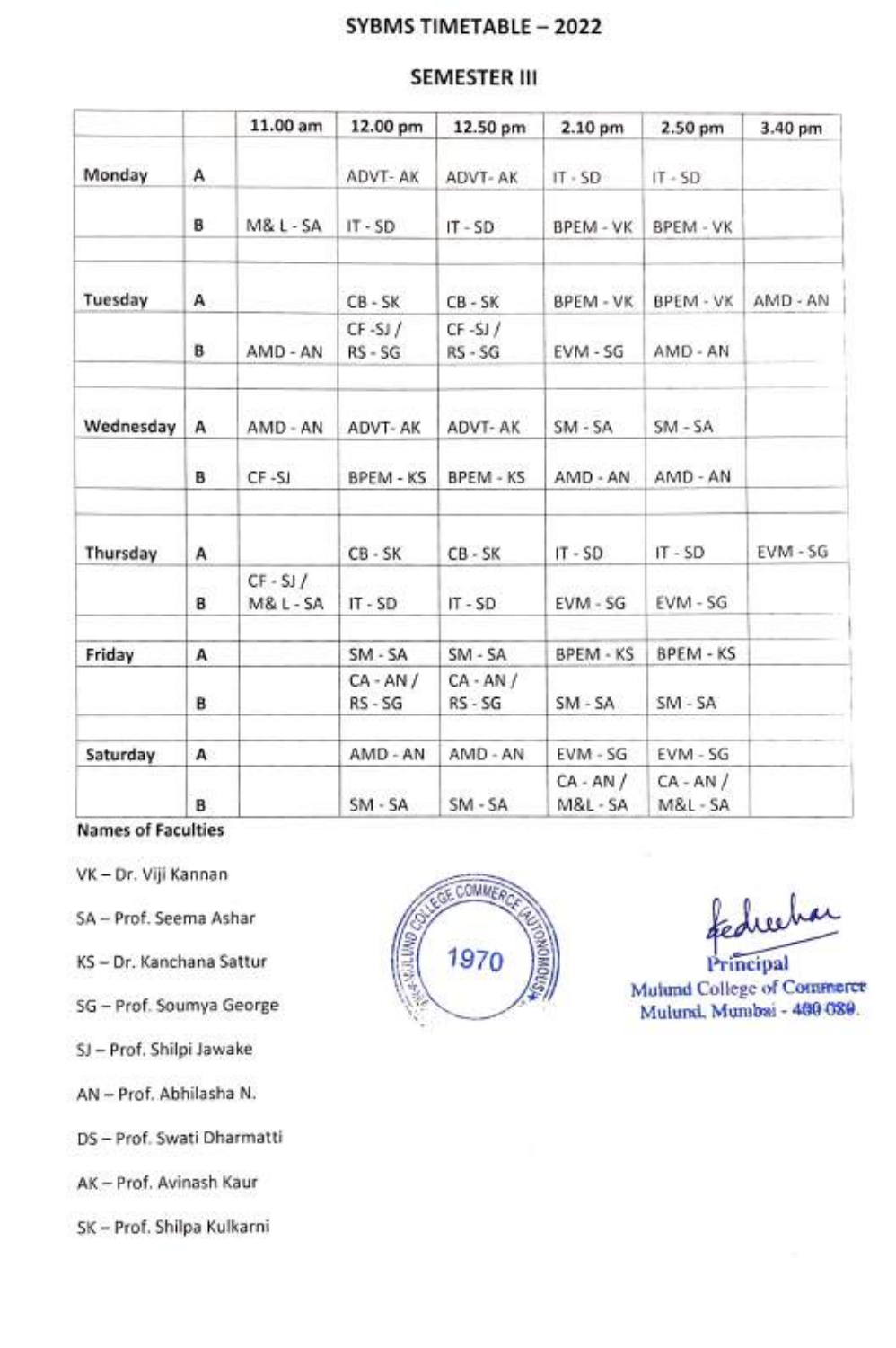# SYBMS TIMETABLE – 2022

## SEMESTER III

| | | 11.00 am | 12.00 pm | 12.50 pm | 2.10 pm | 2.50 pm | 3.40 pm |
|---|---|---|---|---|---|---|---|
| Monday | A | | ADVT- AK | ADVT- AK | IT - SD | IT - SD | |
| | B | M& L - SA | IT - SD | IT - SD | BPEM - VK | BPEM - VK | |
| Tuesday | A | | CB - SK | CB - SK | BPEM - VK | BPEM - VK | AMD - AN |
| | B | AMD - AN | CF -SJ / RS - SG | CF -SJ / RS - SG | EVM - SG | AMD - AN | |
| Wednesday | A | AMD - AN | ADVT- AK | ADVT- AK | SM - SA | SM - SA | |
| | B | CF -SJ | BPEM - KS | BPEM - KS | AMD - AN | AMD - AN | |
| Thursday | A | | CB - SK | CB - SK | IT - SD | IT - SD | EVM - SG |
| | B | CF - SJ / M& L - SA | IT - SD | IT - SD | EVM - SG | EVM - SG | |
| Friday | A | | SM - SA | SM - SA | BPEM - KS | BPEM - KS | |
| | B | | CA - AN / RS - SG | CA - AN / RS - SG | SM - SA | SM - SA | |
| Saturday | A | | AMD - AN | AMD - AN | EVM - SG | EVM - SG | |
| | B | | SM - SA | SM - SA | CA - AN / M&L - SA | CA - AN / M&L - SA | |

**Names of Faculties**

VK – Dr. Viji Kannan

SA – Prof. Seema Ashar

KS – Dr. Kanchana Sattur

SG – Prof. Soumya George

SJ – Prof. Shilpi Jawake

AN – Prof. Abhilasha N.

DS – Prof. Swati Dharmatti

AK – Prof. Avinash Kaur

SK – Prof. Shilpa Kulkarni

Principal
Mulund College of Commerce
Mulund, Mumbai - 400 080.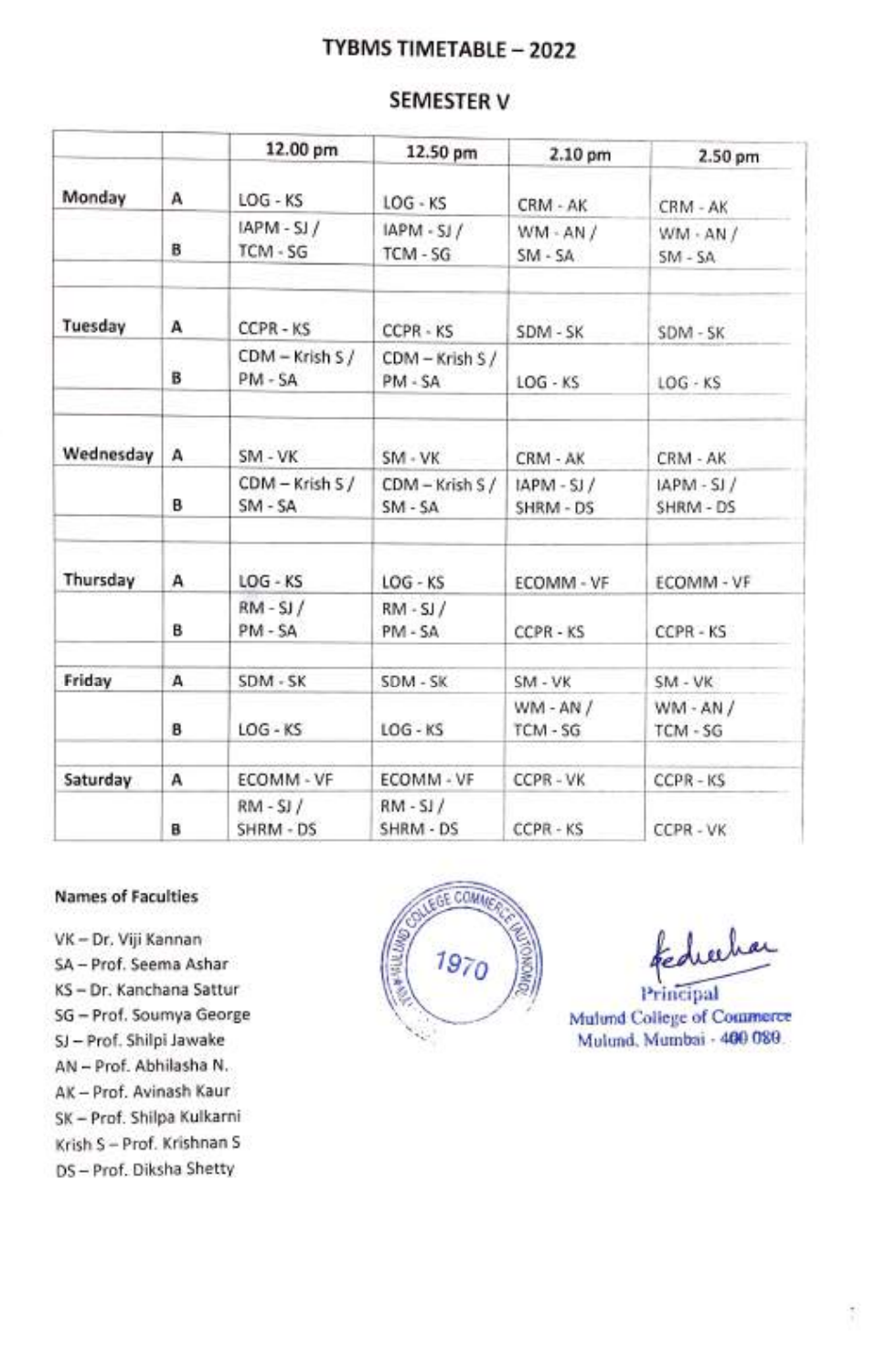# TYBMS TIMETABLE – 2022

## SEMESTER V

| | | 12.00 pm | 12.50 pm | 2.10 pm | 2.50 pm |
|---|---|---|---|---|---|
| Monday | A | LOG - KS | LOG - KS | CRM - AK | CRM - AK |
| | B | IAPM - SJ / TCM - SG | IAPM - SJ / TCM - SG | WM - AN / SM - SA | WM - AN / SM - SA |
| | | | | | |
| Tuesday | A | CCPR - KS | CCPR - KS | SDM - SK | SDM - SK |
| | B | CDM – Krish S / PM - SA | CDM – Krish S / PM - SA | LOG - KS | LOG - KS |
| | | | | | |
| Wednesday | A | SM - VK | SM - VK | CRM - AK | CRM - AK |
| | B | CDM – Krish S / SM - SA | CDM – Krish S / SM - SA | IAPM - SJ / SHRM - DS | IAPM - SJ / SHRM - DS |
| | | | | | |
| Thursday | A | LOG - KS | LOG - KS | ECOMM - VF | ECOMM - VF |
| | B | RM - SJ / PM - SA | RM - SJ / PM - SA | CCPR - KS | CCPR - KS |
| | | | | | |
| Friday | A | SDM - SK | SDM - SK | SM - VK | SM - VK |
| | B | LOG - KS | LOG - KS | WM - AN / TCM - SG | WM - AN / TCM - SG |
| | | | | | |
| Saturday | A | ECOMM - VF | ECOMM - VF | CCPR - VK | CCPR - KS |
| | B | RM - SJ / SHRM - DS | RM - SJ / SHRM - DS | CCPR - KS | CCPR - VK |

**Names of Faculties**

VK – Dr. Viji Kannan
SA – Prof. Seema Ashar
KS – Dr. Kanchana Sattur
SG – Prof. Soumya George
SJ – Prof. Shilpi Jawake
AN – Prof. Abhilasha N.
AK – Prof. Avinash Kaur
SK – Prof. Shilpa Kulkarni
Krish S – Prof. Krishnan S
DS – Prof. Diksha Shetty

Principal
Mulund College of Commerce
Mulund, Mumbai - 400 080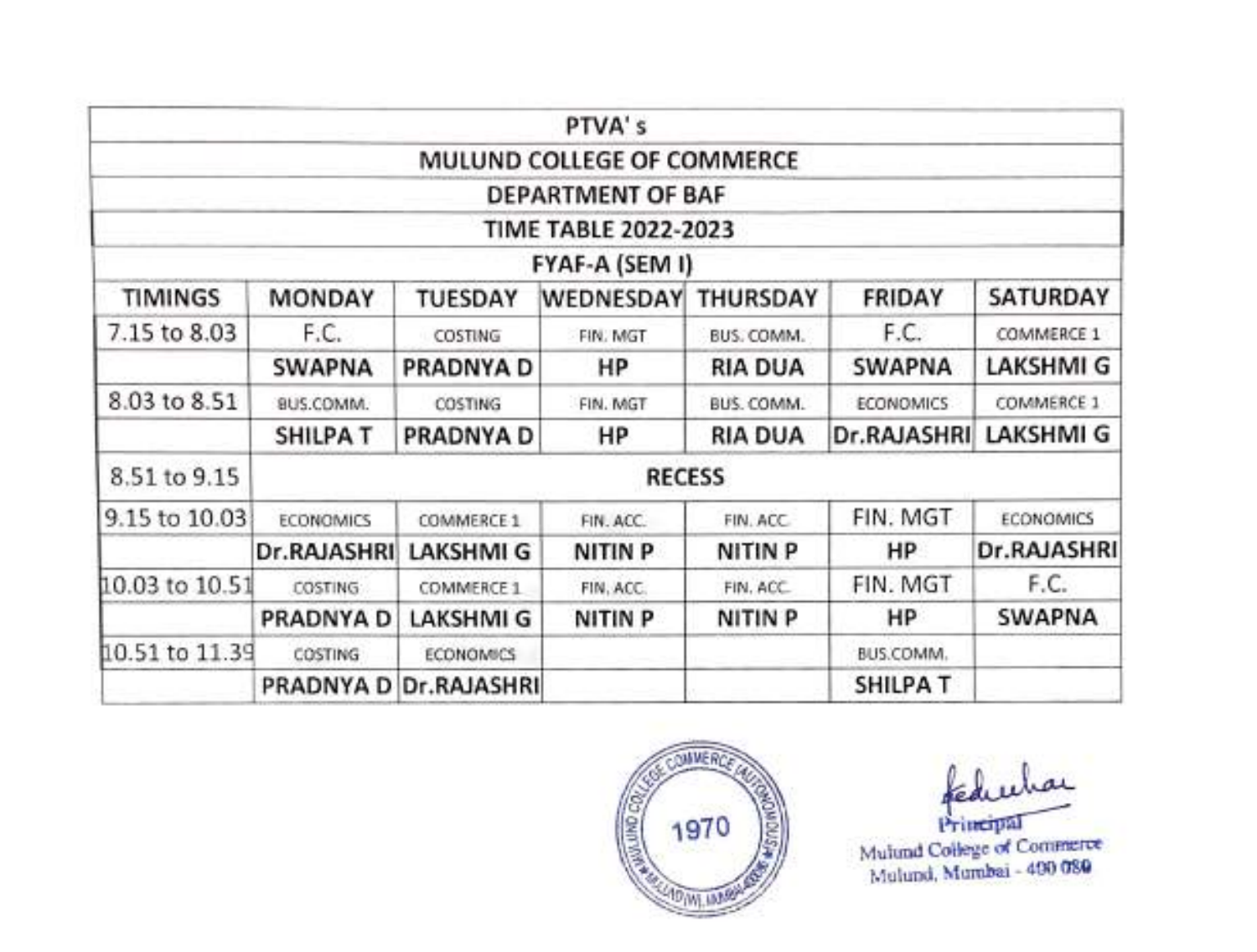| PTVA' s | | | | | | |
|---|---|---|---|---|---|---|
| MULUND COLLEGE OF COMMERCE | | | | | | |
| DEPARTMENT OF BAF | | | | | | |
| TIME TABLE 2022-2023 | | | | | | |
| FYAF-A (SEM I) | | | | | | |
| TIMINGS | MONDAY | TUESDAY | WEDNESDAY | THURSDAY | FRIDAY | SATURDAY |
| 7.15 to 8.03 | F.C. | COSTING | FIN. MGT | BUS. COMM. | F.C. | COMMERCE 1 |
| | SWAPNA | PRADNYA D | HP | RIA DUA | SWAPNA | LAKSHMI G |
| 8.03 to 8.51 | BUS.COMM. | COSTING | FIN. MGT | BUS. COMM. | ECONOMICS | COMMERCE 1 |
| | SHILPA T | PRADNYA D | HP | RIA DUA | Dr.RAJASHRI | LAKSHMI G |
| 8.51 to 9.15 | RECESS | | | | | |
| 9.15 to 10.03 | ECONOMICS | COMMERCE 1 | FIN. ACC. | FIN. ACC. | FIN. MGT | ECONOMICS |
| | Dr.RAJASHRI | LAKSHMI G | NITIN P | NITIN P | HP | Dr.RAJASHRI |
| 10.03 to 10.51 | COSTING | COMMERCE 1 | FIN. ACC. | FIN. ACC. | FIN. MGT | F.C. |
| | PRADNYA D | LAKSHMI G | NITIN P | NITIN P | HP | SWAPNA |
| 10.51 to 11.39 | COSTING | ECONOMICS | | | BUS.COMM. | |
| | PRADNYA D | Dr.RAJASHRI | | | SHILPA T | |

1970

Principal
Mulund College of Commerce
Mulund, Mumbai - 400 080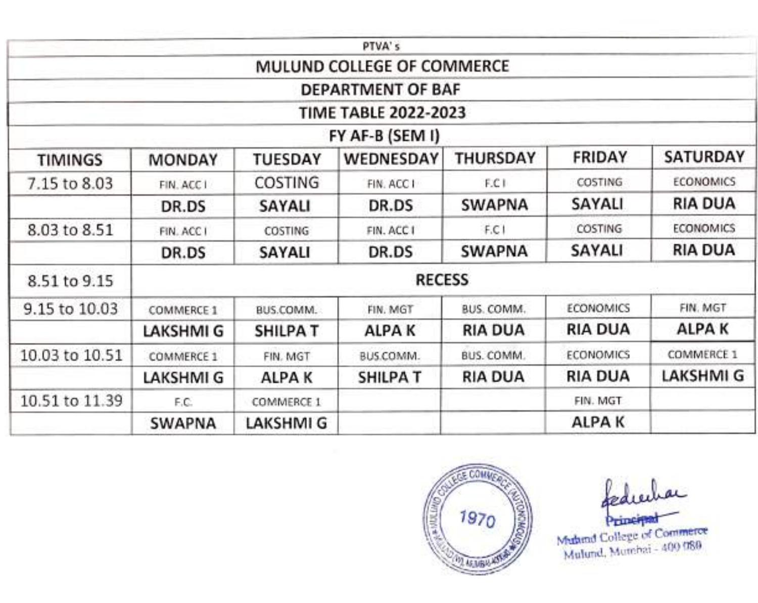PTVA's

# MULUND COLLEGE OF COMMERCE

## DEPARTMENT OF BAF

## TIME TABLE 2022-2023

### FY AF-B (SEM I)

| TIMINGS | MONDAY | TUESDAY | WEDNESDAY | THURSDAY | FRIDAY | SATURDAY |
|---|---|---|---|---|---|---|
| 7.15 to 8.03 | FIN. ACC I | COSTING | FIN. ACC I | F.C I | COSTING | ECONOMICS |
| | DR.DS | SAYALI | DR.DS | SWAPNA | SAYALI | RIA DUA |
| 8.03 to 8.51 | FIN. ACC I | COSTING | FIN. ACC I | F.C I | COSTING | ECONOMICS |
| | DR.DS | SAYALI | DR.DS | SWAPNA | SAYALI | RIA DUA |
| 8.51 to 9.15 | RECESS | | | | | |
| 9.15 to 10.03 | COMMERCE 1 | BUS.COMM. | FIN. MGT | BUS. COMM. | ECONOMICS | FIN. MGT |
| | LAKSHMI G | SHILPA T | ALPA K | RIA DUA | RIA DUA | ALPA K |
| 10.03 to 10.51 | COMMERCE 1 | FIN. MGT | BUS.COMM. | BUS. COMM. | ECONOMICS | COMMERCE 1 |
| | LAKSHMI G | ALPA K | SHILPA T | RIA DUA | RIA DUA | LAKSHMI G |
| 10.51 to 11.39 | F.C. | COMMERCE 1 | | | FIN. MGT | |
| | SWAPNA | LAKSHMI G | | | ALPA K | |

Principal
Mulund College of Commerce
Mulund, Mumbai - 400 080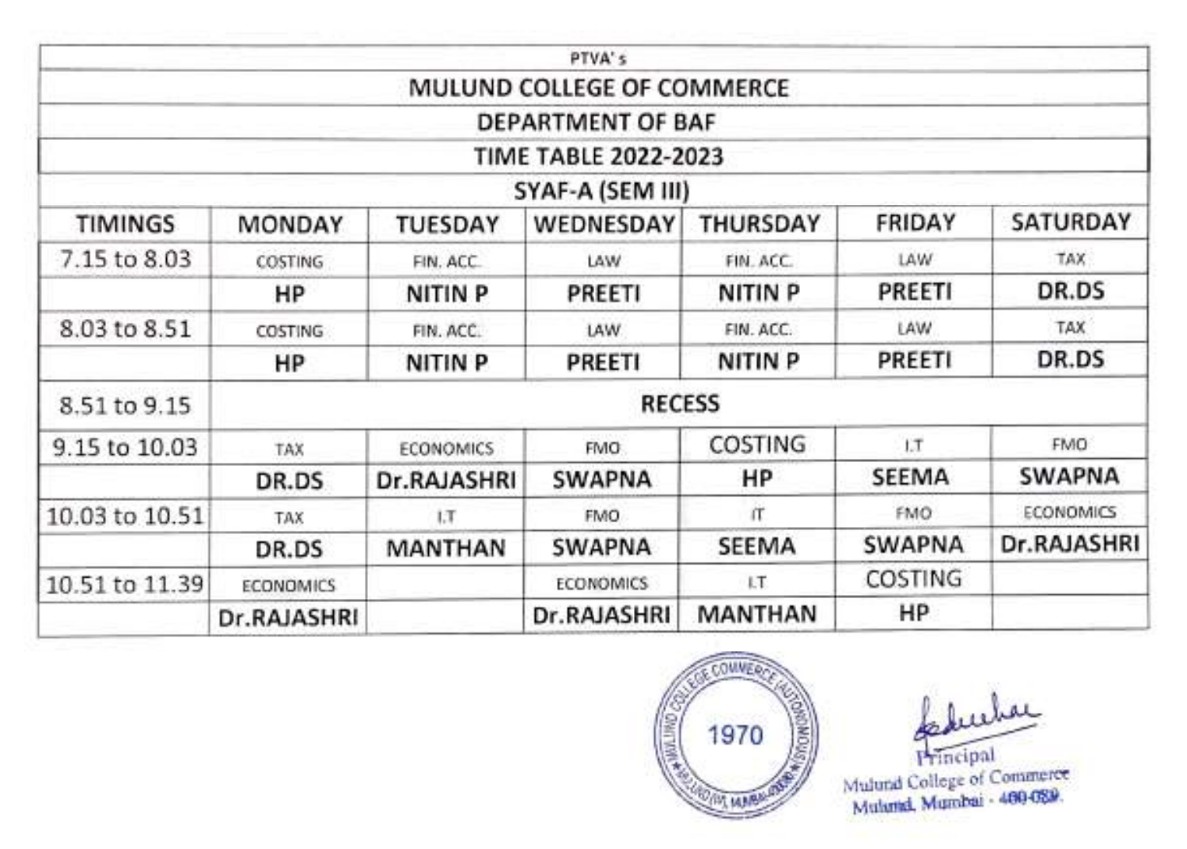PTVA's

# MULUND COLLEGE OF COMMERCE

## DEPARTMENT OF BAF

## TIME TABLE 2022-2023

### SYAF-A (SEM III)

| TIMINGS | MONDAY | TUESDAY | WEDNESDAY | THURSDAY | FRIDAY | SATURDAY |
|---|---|---|---|---|---|---|
| 7.15 to 8.03 | COSTING | FIN. ACC. | LAW | FIN. ACC. | LAW | TAX |
| | HP | NITIN P | PREETI | NITIN P | PREETI | DR.DS |
| 8.03 to 8.51 | COSTING | FIN. ACC. | LAW | FIN. ACC. | LAW | TAX |
| | HP | NITIN P | PREETI | NITIN P | PREETI | DR.DS |
| 8.51 to 9.15 | RECESS | | | | | |
| 9.15 to 10.03 | TAX | ECONOMICS | FMO | COSTING | I.T | FMO |
| | DR.DS | Dr.RAJASHRI | SWAPNA | HP | SEEMA | SWAPNA |
| 10.03 to 10.51 | TAX | I.T | FMO | IT | FMO | ECONOMICS |
| | DR.DS | MANTHAN | SWAPNA | SEEMA | SWAPNA | Dr.RAJASHRI |
| 10.51 to 11.39 | ECONOMICS | | ECONOMICS | I.T | COSTING | |
| | Dr.RAJASHRI | | Dr.RAJASHRI | MANTHAN | HP | |

Principal
Mulund College of Commerce
Mulund, Mumbai - 400 080.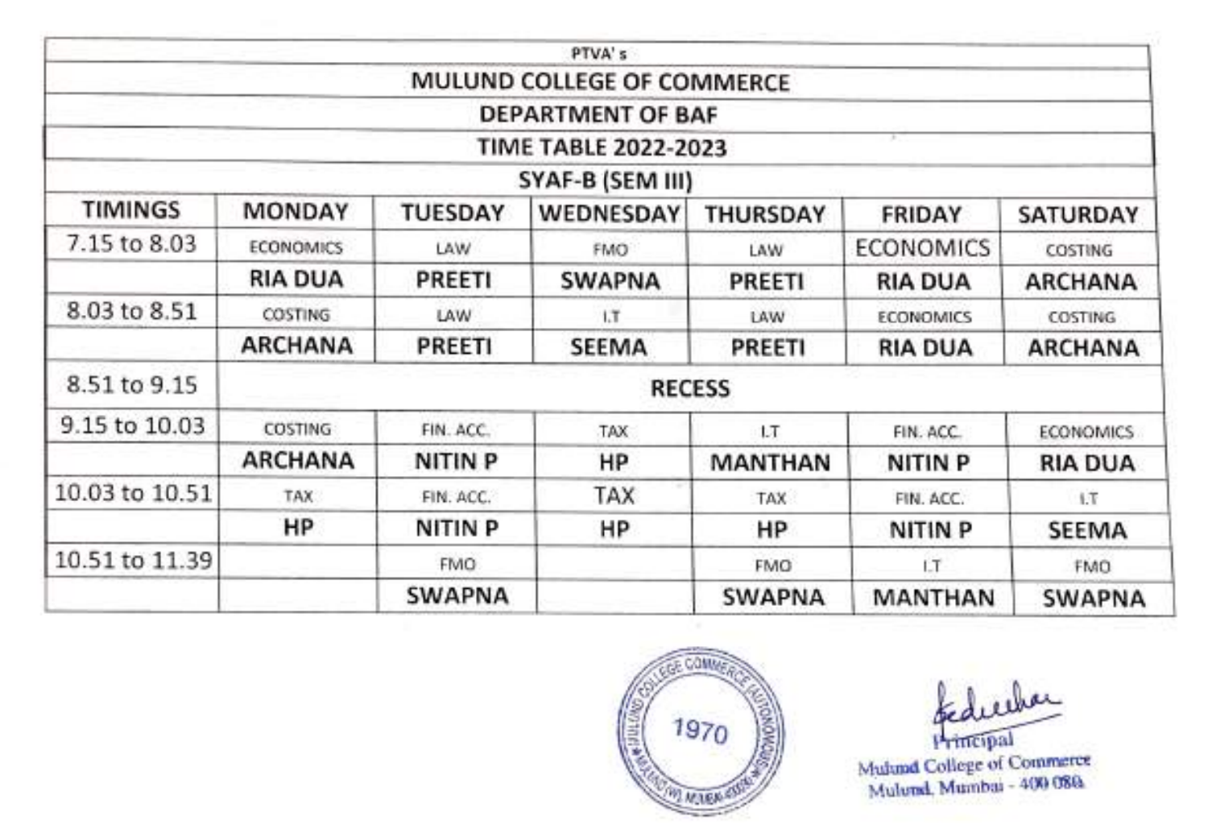PTVA's

# MULUND COLLEGE OF COMMERCE

## DEPARTMENT OF BAF

### TIME TABLE 2022-2023

### SYAF-B (SEM III)

| TIMINGS | MONDAY | TUESDAY | WEDNESDAY | THURSDAY | FRIDAY | SATURDAY |
|---|---|---|---|---|---|---|
| 7.15 to 8.03 | ECONOMICS | LAW | FMO | LAW | ECONOMICS | COSTING |
| | RIA DUA | PREETI | SWAPNA | PREETI | RIA DUA | ARCHANA |
| 8.03 to 8.51 | COSTING | LAW | I.T | LAW | ECONOMICS | COSTING |
| | ARCHANA | PREETI | SEEMA | PREETI | RIA DUA | ARCHANA |
| 8.51 to 9.15 | RECESS | | | | | |
| 9.15 to 10.03 | COSTING | FIN. ACC. | TAX | I.T | FIN. ACC. | ECONOMICS |
| | ARCHANA | NITIN P | HP | MANTHAN | NITIN P | RIA DUA |
| 10.03 to 10.51 | TAX | FIN. ACC. | TAX | TAX | FIN. ACC. | I.T |
| | HP | NITIN P | HP | HP | NITIN P | SEEMA |
| 10.51 to 11.39 | | FMO | | FMO | I.T | FMO |
| | | SWAPNA | | SWAPNA | MANTHAN | SWAPNA |

Principal
Mulund College of Commerce
Mulund, Mumbai - 400 080.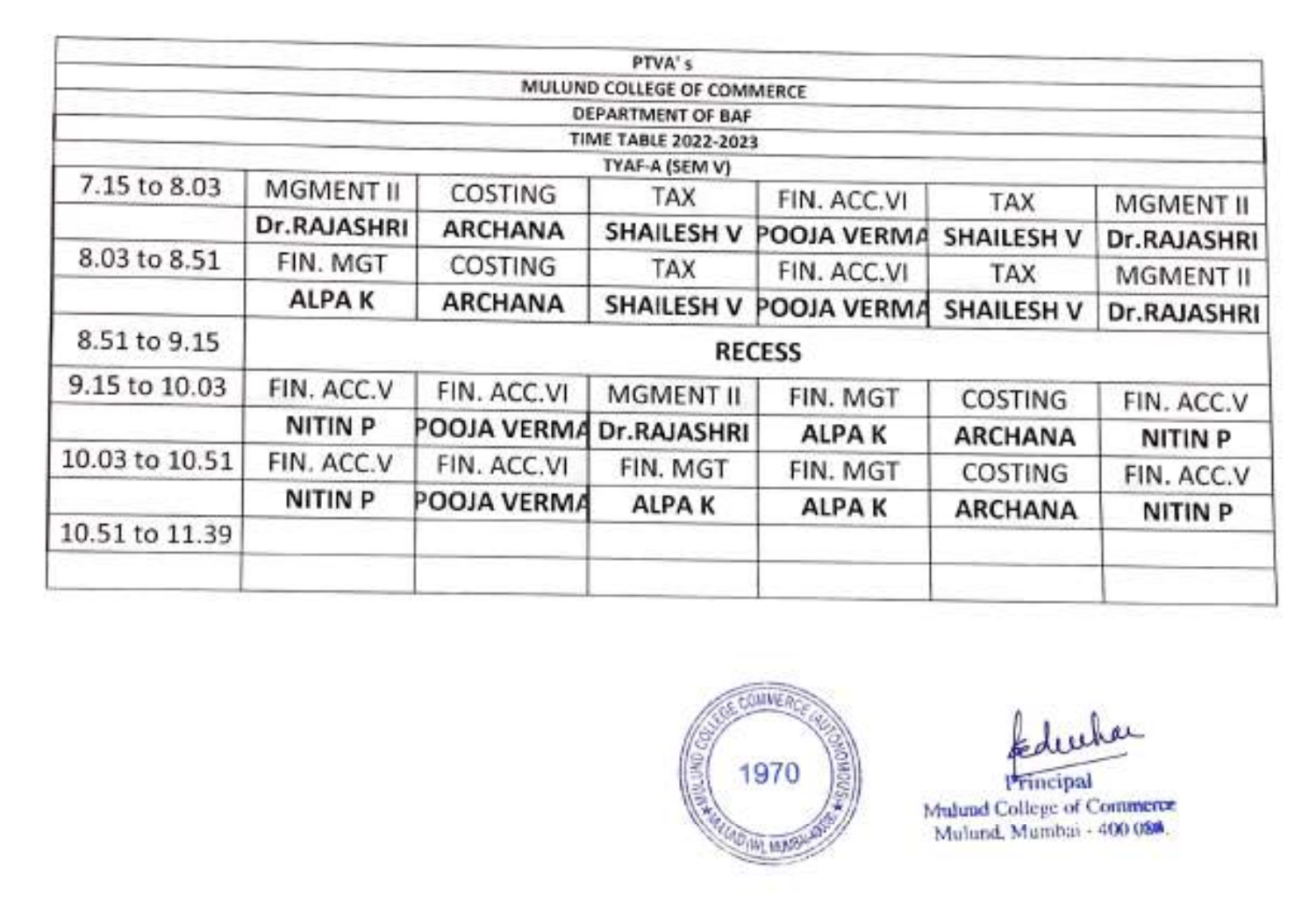PTVA's

MULUND COLLEGE OF COMMERCE

DEPARTMENT OF BAF

TIME TABLE 2022-2023

TYAF-A (SEM V)

| | | | | | | |
|---|---|---|---|---|---|---|
| 7.15 to 8.03 | MGMENT II | COSTING | TAX | FIN. ACC.VI | TAX | MGMENT II |
| | **Dr.RAJASHRI** | **ARCHANA** | **SHAILESH V** | **POOJA VERMA** | **SHAILESH V** | **Dr.RAJASHRI** |
| 8.03 to 8.51 | FIN. MGT | COSTING | TAX | FIN. ACC.VI | TAX | MGMENT II |
| | **ALPA K** | **ARCHANA** | **SHAILESH V** | **POOJA VERMA** | **SHAILESH V** | **Dr.RAJASHRI** |
| 8.51 to 9.15 | **RECESS** | | | | | |
| 9.15 to 10.03 | FIN. ACC.V | FIN. ACC.VI | MGMENT II | FIN. MGT | COSTING | FIN. ACC.V |
| | **NITIN P** | **POOJA VERMA** | **Dr.RAJASHRI** | **ALPA K** | **ARCHANA** | **NITIN P** |
| 10.03 to 10.51 | FIN. ACC.V | FIN. ACC.VI | FIN. MGT | FIN. MGT | COSTING | FIN. ACC.V |
| | **NITIN P** | **POOJA VERMA** | **ALPA K** | **ALPA K** | **ARCHANA** | **NITIN P** |
| 10.51 to 11.39 | | | | | | |
| | | | | | | |

Principal

Mulund College of Commerce

Mulund, Mumbai - 400 080.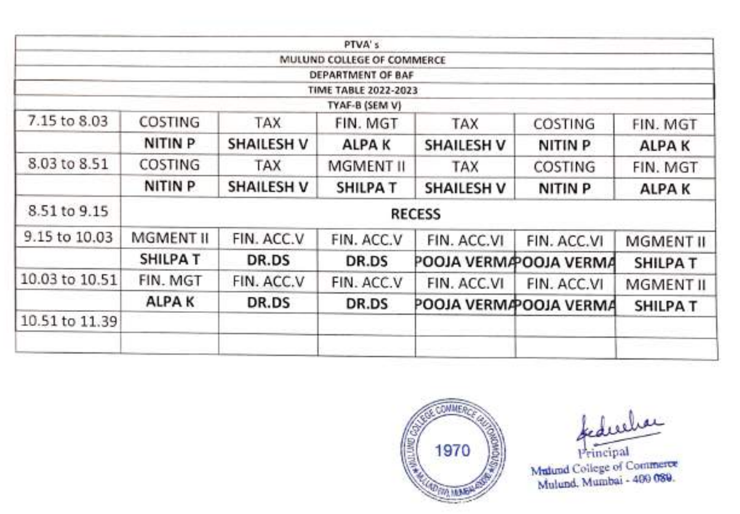PTVA's

MULUND COLLEGE OF COMMERCE

DEPARTMENT OF BAF

TIME TABLE 2022-2023

TYAF-B (SEM V)

| | | | | | | |
|---|---|---|---|---|---|---|
| 7.15 to 8.03 | COSTING | TAX | FIN. MGT | TAX | COSTING | FIN. MGT |
| | **NITIN P** | **SHAILESH V** | **ALPA K** | **SHAILESH V** | **NITIN P** | **ALPA K** |
| 8.03 to 8.51 | COSTING | TAX | MGMENT II | TAX | COSTING | FIN. MGT |
| | **NITIN P** | **SHAILESH V** | **SHILPA T** | **SHAILESH V** | **NITIN P** | **ALPA K** |
| 8.51 to 9.15 | **RECESS** | | | | | |
| 9.15 to 10.03 | MGMENT II | FIN. ACC.V | FIN. ACC.V | FIN. ACC.VI | FIN. ACC.VI | MGMENT II |
| | **SHILPA T** | **DR.DS** | **DR.DS** | **POOJA VERMA** | **POOJA VERMA** | **SHILPA T** |
| 10.03 to 10.51 | FIN. MGT | FIN. ACC.V | FIN. ACC.V | FIN. ACC.VI | FIN. ACC.VI | MGMENT II |
| | **ALPA K** | **DR.DS** | **DR.DS** | **POOJA VERMA** | **POOJA VERMA** | **SHILPA T** |
| 10.51 to 11.39 | | | | | | |
| | | | | | | |

Principal
Mulund College of Commerce
Mulund, Mumbai - 400 080.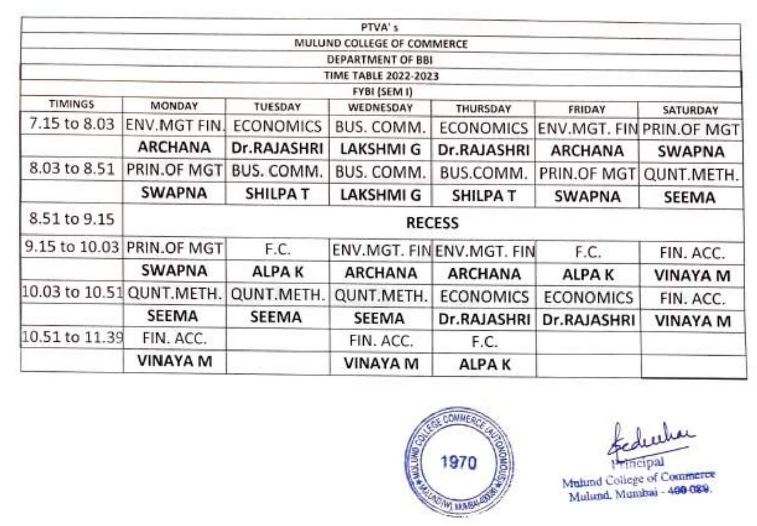PTVA' s

MULUND COLLEGE OF COMMERCE

DEPARTMENT OF BBI

TIME TABLE 2022-2023

FYBI (SEM I)

| TIMINGS | MONDAY | TUESDAY | WEDNESDAY | THURSDAY | FRIDAY | SATURDAY |
|---|---|---|---|---|---|---|
| 7.15 to 8.03 | ENV.MGT FIN. | ECONOMICS | BUS. COMM. | ECONOMICS | ENV.MGT. FIN | PRIN.OF MGT |
| | **ARCHANA** | **Dr.RAJASHRI** | **LAKSHMI G** | **Dr.RAJASHRI** | **ARCHANA** | **SWAPNA** |
| 8.03 to 8.51 | PRIN.OF MGT | BUS. COMM. | BUS. COMM. | BUS.COMM. | PRIN.OF MGT | QUNT.METH. |
| | **SWAPNA** | **SHILPA T** | **LAKSHMI G** | **SHILPA T** | **SWAPNA** | **SEEMA** |
| 8.51 to 9.15 | **RECESS** | | | | | |
| 9.15 to 10.03 | PRIN.OF MGT | F.C. | ENV.MGT. FIN | ENV.MGT. FIN | F.C. | FIN. ACC. |
| | **SWAPNA** | **ALPA K** | **ARCHANA** | **ARCHANA** | **ALPA K** | **VINAYA M** |
| 10.03 to 10.51 | QUNT.METH. | QUNT.METH. | QUNT.METH. | ECONOMICS | ECONOMICS | FIN. ACC. |
| | **SEEMA** | **SEEMA** | **SEEMA** | **Dr.RAJASHRI** | **Dr.RAJASHRI** | **VINAYA M** |
| 10.51 to 11.39 | FIN. ACC. | | FIN. ACC. | F.C. | | |
| | **VINAYA M** | | **VINAYA M** | **ALPA K** | | |

Principal
Mulund College of Commerce
Mulund, Mumbai - 400 080.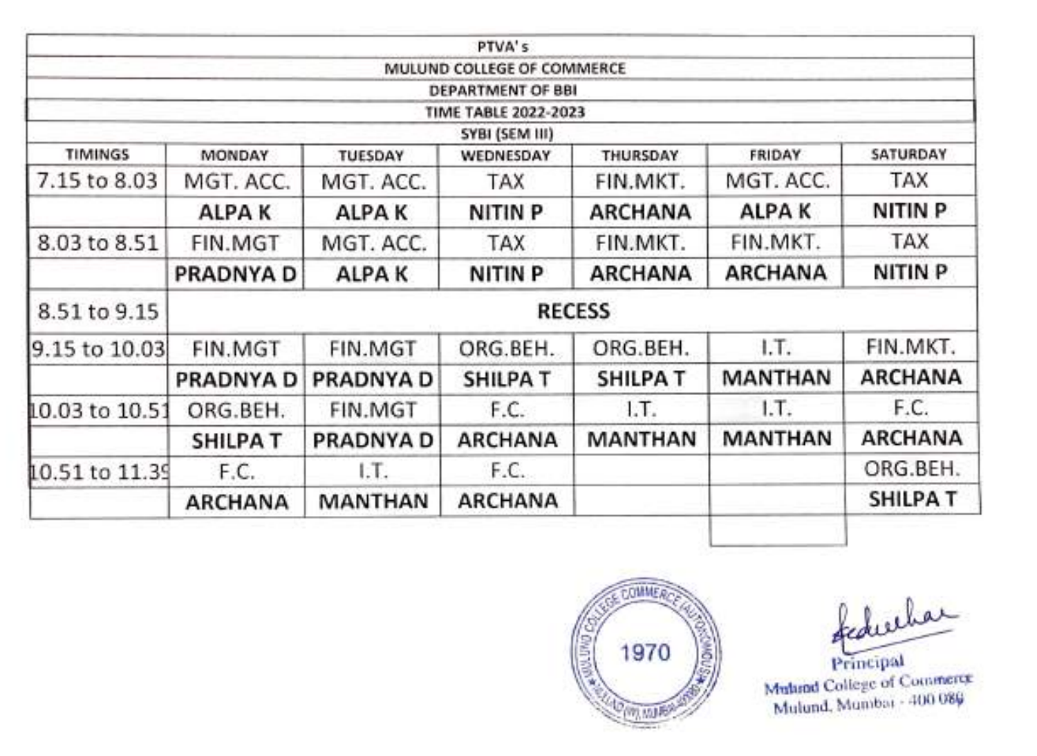PTVA's

MULUND COLLEGE OF COMMERCE

DEPARTMENT OF BBI

TIME TABLE 2022-2023

SYBI (SEM III)

| TIMINGS | MONDAY | TUESDAY | WEDNESDAY | THURSDAY | FRIDAY | SATURDAY |
|---|---|---|---|---|---|---|
| 7.15 to 8.03 | MGT. ACC. | MGT. ACC. | TAX | FIN.MKT. | MGT. ACC. | TAX |
| | **ALPA K** | **ALPA K** | **NITIN P** | **ARCHANA** | **ALPA K** | **NITIN P** |
| 8.03 to 8.51 | FIN.MGT | MGT. ACC. | TAX | FIN.MKT. | FIN.MKT. | TAX |
| | **PRADNYA D** | **ALPA K** | **NITIN P** | **ARCHANA** | **ARCHANA** | **NITIN P** |
| 8.51 to 9.15 | **RECESS** | | | | | |
| 9.15 to 10.03 | FIN.MGT | FIN.MGT | ORG.BEH. | ORG.BEH. | I.T. | FIN.MKT. |
| | **PRADNYA D** | **PRADNYA D** | **SHILPA T** | **SHILPA T** | **MANTHAN** | **ARCHANA** |
| 10.03 to 10.51 | ORG.BEH. | FIN.MGT | F.C. | I.T. | I.T. | F.C. |
| | **SHILPA T** | **PRADNYA D** | **ARCHANA** | **MANTHAN** | **MANTHAN** | **ARCHANA** |
| 10.51 to 11.39 | F.C. | I.T. | F.C. | | | ORG.BEH. |
| | **ARCHANA** | **MANTHAN** | **ARCHANA** | | | **SHILPA T** |

1970

Principal
Mulund College of Commerce
Mulund, Mumbai - 400 080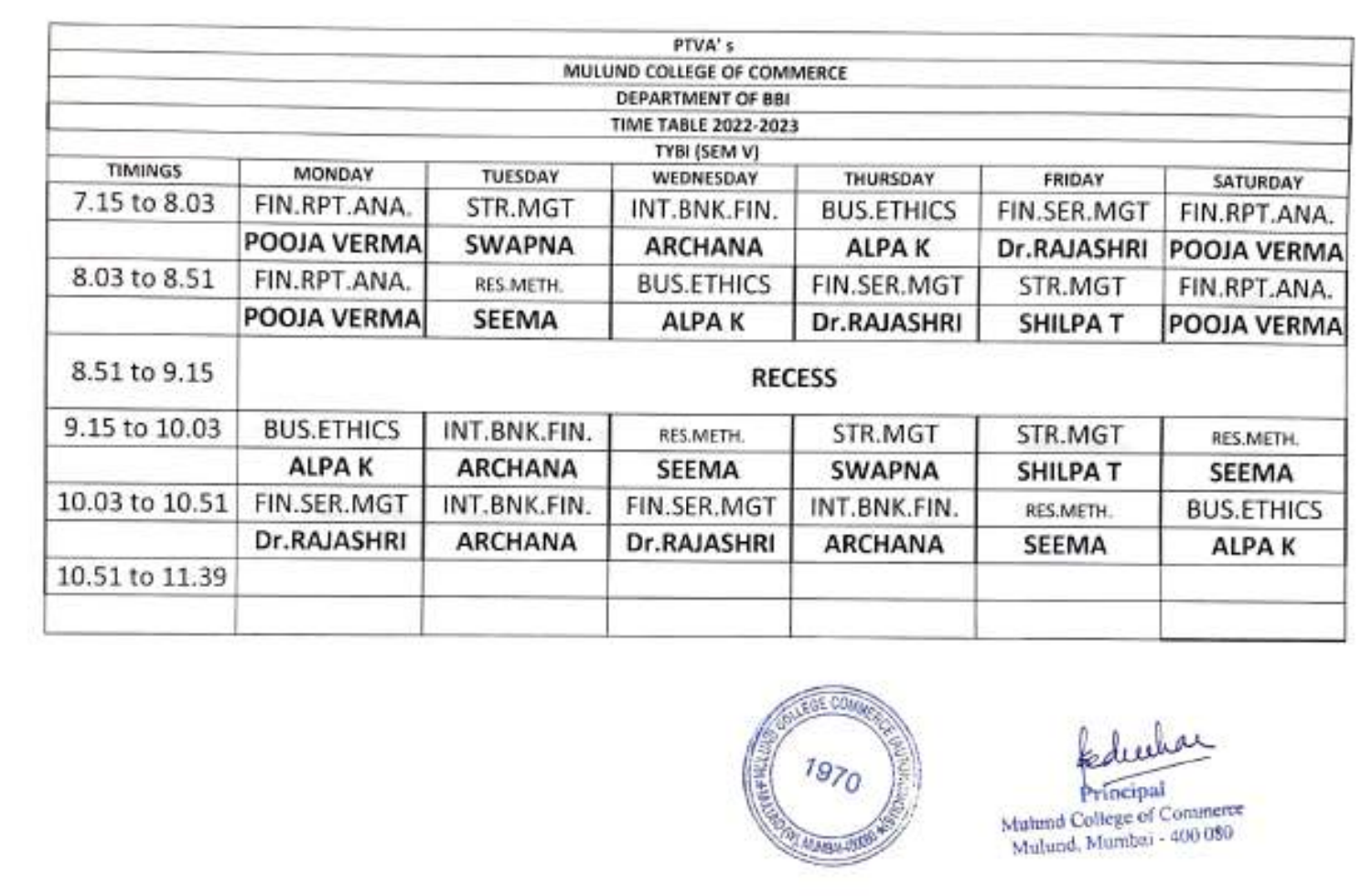PTVA' s

MULUND COLLEGE OF COMMERCE

DEPARTMENT OF BBI

TIME TABLE 2022-2023

TYBI (SEM V)

| TIMINGS | MONDAY | TUESDAY | WEDNESDAY | THURSDAY | FRIDAY | SATURDAY |
|---|---|---|---|---|---|---|
| 7.15 to 8.03 | FIN.RPT.ANA. | STR.MGT | INT.BNK.FIN. | BUS.ETHICS | FIN.SER.MGT | FIN.RPT.ANA. |
| | **POOJA VERMA** | **SWAPNA** | **ARCHANA** | **ALPA K** | **Dr.RAJASHRI** | **POOJA VERMA** |
| 8.03 to 8.51 | FIN.RPT.ANA. | RES.METH. | BUS.ETHICS | FIN.SER.MGT | STR.MGT | FIN.RPT.ANA. |
| | **POOJA VERMA** | **SEEMA** | **ALPA K** | **Dr.RAJASHRI** | **SHILPA T** | **POOJA VERMA** |
| 8.51 to 9.15 | **RECESS** | | | | | |
| 9.15 to 10.03 | BUS.ETHICS | INT.BNK.FIN. | RES.METH. | STR.MGT | STR.MGT | RES.METH. |
| | **ALPA K** | **ARCHANA** | **SEEMA** | **SWAPNA** | **SHILPA T** | **SEEMA** |
| 10.03 to 10.51 | FIN.SER.MGT | INT.BNK.FIN. | FIN.SER.MGT | INT.BNK.FIN. | RES.METH. | BUS.ETHICS |
| | **Dr.RAJASHRI** | **ARCHANA** | **Dr.RAJASHRI** | **ARCHANA** | **SEEMA** | **ALPA K** |
| 10.51 to 11.39 | | | | | | |
| | | | | | | |

Principal
Mulund College of Commerce
Mulund, Mumbai - 400 080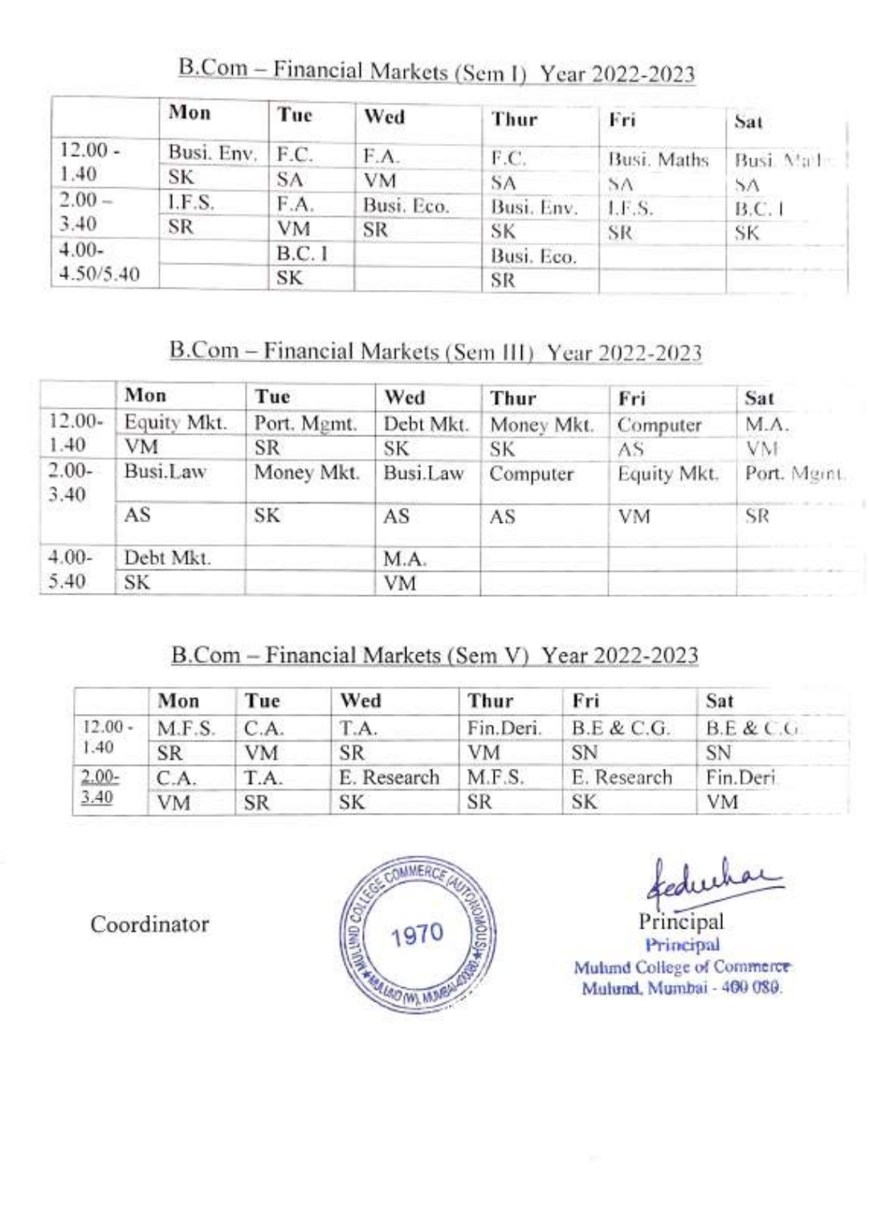## B.Com – Financial Markets (Sem I) Year 2022-2023

| | Mon | Tue | Wed | Thur | Fri | Sat |
|---|---|---|---|---|---|---|
| 12.00 - 1.40 | Busi. Env. | F.C. | F.A. | F.C. | Busi. Maths | Busi. Maths |
| | SK | SA | VM | SA | SA | SA |
| 2.00 – 3.40 | I.F.S. | F.A. | Busi. Eco. | Busi. Env. | I.F.S. | B.C. I |
| | SR | VM | SR | SK | SR | SK |
| 4.00- 4.50/5.40 | | B.C. I | | Busi. Eco. | | |
| | | SK | | SR | | |

## B.Com – Financial Markets (Sem III) Year 2022-2023

| | Mon | Tue | Wed | Thur | Fri | Sat |
|---|---|---|---|---|---|---|
| 12.00- 1.40 | Equity Mkt. | Port. Mgmt. | Debt Mkt. | Money Mkt. | Computer | M.A. |
| | VM | SR | SK | SK | AS | VM |
| 2.00- 3.40 | Busi.Law | Money Mkt. | Busi.Law | Computer | Equity Mkt. | Port. Mgmt. |
| | AS | SK | AS | AS | VM | SR |
| 4.00- 5.40 | Debt Mkt. | | M.A. | | | |
| | SK | | VM | | | |

## B.Com – Financial Markets (Sem V) Year 2022-2023

| | Mon | Tue | Wed | Thur | Fri | Sat |
|---|---|---|---|---|---|---|
| 12.00 - 1.40 | M.F.S. | C.A. | T.A. | Fin.Deri. | B.E & C.G. | B.E & C.G. |
| | SR | VM | SR | VM | SN | SN |
| 2.00- 3.40 | C.A. | T.A. | E. Research | M.F.S. | E. Research | Fin.Deri. |
| | VM | SR | SK | SR | SK | VM |

Coordinator

Principal
Principal
Mulund College of Commerce
Mulund, Mumbai - 400 080.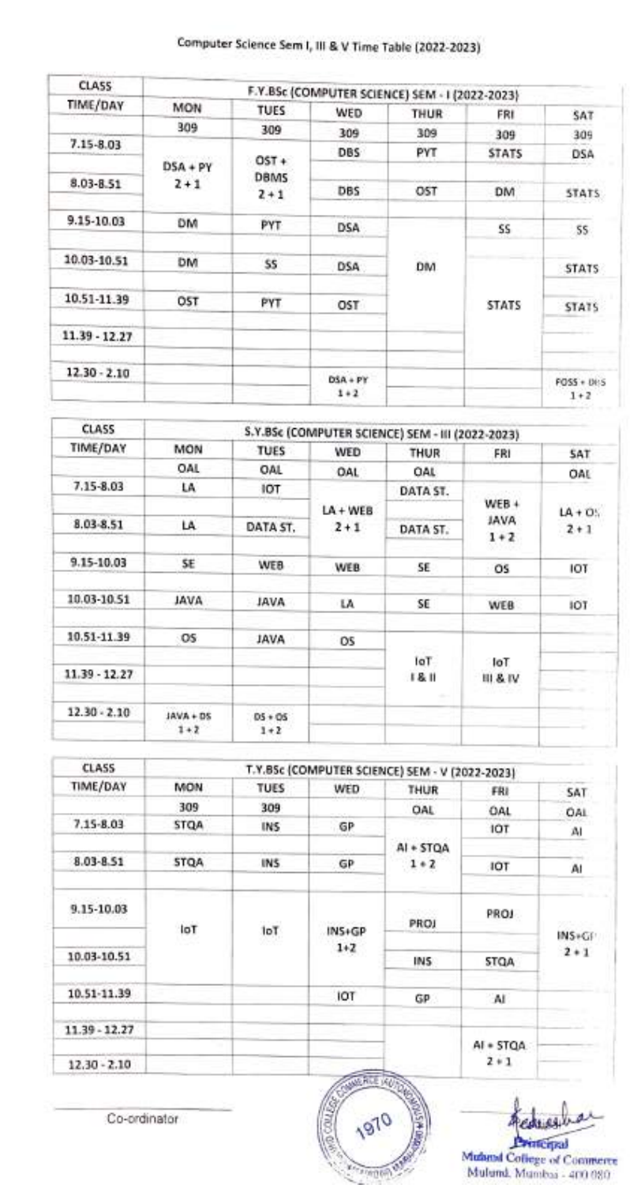# Computer Science Sem I, III & V Time Table (2022-2023)

| CLASS | F.Y.BSc (COMPUTER SCIENCE) SEM - I (2022-2023) | | | | | |
|---|---|---|---|---|---|---|
| TIME/DAY | MON | TUES | WED | THUR | FRI | SAT |
| | 309 | 309 | 309 | 309 | 309 | 309 |
| 7.15-8.03 | DSA + PY 2 + 1 | OST + DBMS 2 + 1 | DBS | PYT | STATS | DSA |
| 8.03-8.51 | | | DBS | OST | DM | STATS |
| 9.15-10.03 | DM | PYT | DSA | DM | SS | SS |
| 10.03-10.51 | DM | SS | DSA | | | STATS |
| 10.51-11.39 | OST | PYT | OST | | STATS | STATS |
| 11.39 - 12.27 | | | | | | |
| 12.30 - 2.10 | | | DSA + PY 1 + 2 | | | FOSS + DBS 1 + 2 |

| CLASS | S.Y.BSc (COMPUTER SCIENCE) SEM - III (2022-2023) | | | | | |
|---|---|---|---|---|---|---|
| TIME/DAY | MON | TUES | WED | THUR | FRI | SAT |
| | OAL | OAL | OAL | OAL | | OAL |
| 7.15-8.03 | LA | IOT | LA + WEB 2 + 1 | DATA ST. | WEB + JAVA 1 + 2 | LA + OS 2 + 1 |
| 8.03-8.51 | LA | DATA ST. | | DATA ST. | | |
| 9.15-10.03 | SE | WEB | WEB | SE | OS | IOT |
| 10.03-10.51 | JAVA | JAVA | LA | SE | WEB | IOT |
| 10.51-11.39 | OS | JAVA | OS | IoT I & II | IoT III & IV | |
| 11.39 - 12.27 | | | | | | |
| 12.30 - 2.10 | JAVA + DS 1 + 2 | DS + OS 1 + 2 | | | | |

| CLASS | T.Y.BSc (COMPUTER SCIENCE) SEM - V (2022-2023) | | | | | |
|---|---|---|---|---|---|---|
| TIME/DAY | MON | TUES | WED | THUR | FRI | SAT |
| | 309 | 309 | | OAL | OAL | OAL |
| 7.15-8.03 | STQA | INS | GP | AI + STQA 1 + 2 | IOT | AI |
| 8.03-8.51 | STQA | INS | GP | | IOT | AI |
| 9.15-10.03 | IoT | IoT | INS+GP 1+2 | PROJ | PROJ | INS+GP 2 + 1 |
| 10.03-10.51 | | | | INS | STQA | |
| 10.51-11.39 | | | IOT | GP | AI | |
| 11.39 - 12.27 | | | | | AI + STQA 2 + 1 | |
| 12.30 - 2.10 | | | | | | |

Co-ordinator

Principal
Mulund College of Commerce
Mulund, Mumbai - 400 080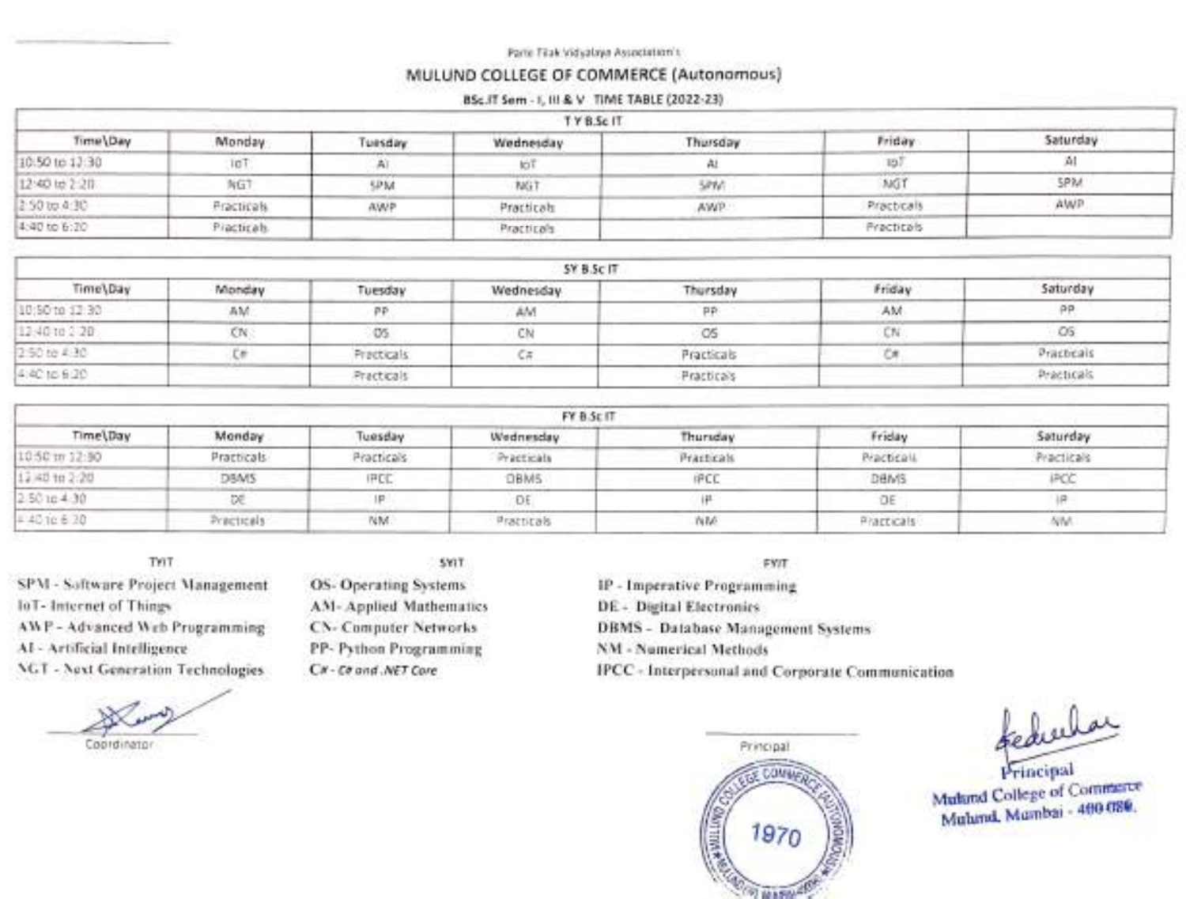Parle Tilak Vidyalaya Association's

# MULUND COLLEGE OF COMMERCE (Autonomous)

## BSc.IT Sem - I, III & V TIME TABLE (2022-23)

### T Y B.Sc IT

| Time\Day | Monday | Tuesday | Wednesday | Thursday | Friday | Saturday |
|---|---|---|---|---|---|---|
| 10:50 to 12:30 | IoT | AI | IoT | AI | IoT | AI |
| 12:40 to 2:20 | NGT | SPM | NGT | SPM | NGT | SPM |
| 2:50 to 4:30 | Practicals | AWP | Practicals | AWP | Practicals | AWP |
| 4:40 to 6:20 | Practicals | | Practicals | | Practicals | |

### SY B.Sc IT

| Time\Day | Monday | Tuesday | Wednesday | Thursday | Friday | Saturday |
|---|---|---|---|---|---|---|
| 10:50 to 12:30 | AM | PP | AM | PP | AM | PP |
| 12:40 to 2:20 | CN | OS | CN | OS | CN | OS |
| 2:50 to 4:30 | C# | Practicals | C# | Practicals | C# | Practicals |
| 4:40 to 6:20 | | Practicals | | Practicals | | Practicals |

### FY B.Sc IT

| Time\Day | Monday | Tuesday | Wednesday | Thursday | Friday | Saturday |
|---|---|---|---|---|---|---|
| 10:50 to 12:30 | Practicals | Practicals | Practicals | Practicals | Practicals | Practicals |
| 12:40 to 2:20 | DBMS | IPCC | DBMS | IPCC | DBMS | IPCC |
| 2:50 to 4:30 | DE | IP | DE | IP | DE | IP |
| 4:40 to 6:20 | Practicals | NM | Practicals | NM | Practicals | NM |

**TYIT**

SPM - Software Project Management
IoT - Internet of Things
AWP - Advanced Web Programming
AI - Artificial Intelligence
NGT - Next Generation Technologies

**SYIT**

OS- Operating Systems
AM- Applied Mathematics
CN- Computer Networks
PP- Python Programming
C# - C# and .NET Core

**FYIT**

IP - Imperative Programming
DE - Digital Electronics
DBMS - Database Management Systems
NM - Numerical Methods
IPCC - Interpersonal and Corporate Communication

Coordinator

Principal

1970

Principal
Mulund College of Commerce
Mulund, Mumbai - 400 080.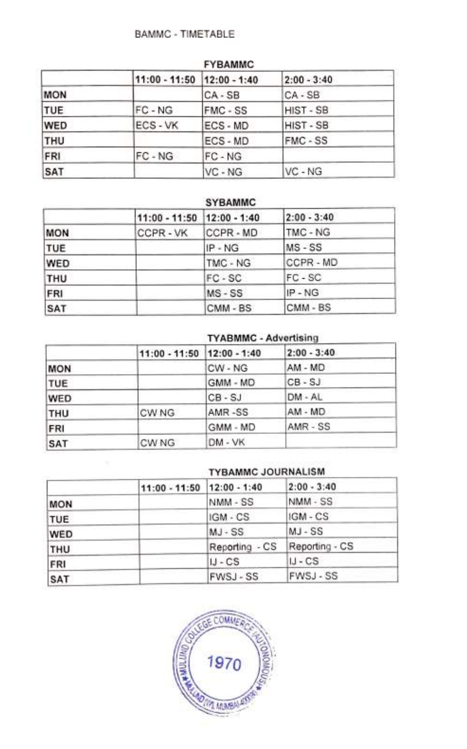BAMMC - TIMETABLE

FYBAMMC

| | 11:00 - 11:50 | 12:00 - 1:40 | 2:00 - 3:40 |
|---|---|---|---|
| MON | | CA - SB | CA - SB |
| TUE | FC - NG | FMC - SS | HIST - SB |
| WED | ECS - VK | ECS - MD | HIST - SB |
| THU | | ECS - MD | FMC - SS |
| FRI | FC - NG | FC - NG | |
| SAT | | VC - NG | VC - NG |

SYBAMMC

| | 11:00 - 11:50 | 12:00 - 1:40 | 2:00 - 3:40 |
|---|---|---|---|
| MON | CCPR - VK | CCPR - MD | TMC - NG |
| TUE | | IP - NG | MS - SS |
| WED | | TMC - NG | CCPR - MD |
| THU | | FC - SC | FC - SC |
| FRI | | MS - SS | IP - NG |
| SAT | | CMM - BS | CMM - BS |

TYABMMC - Advertising

| | 11:00 - 11:50 | 12:00 - 1:40 | 2:00 - 3:40 |
|---|---|---|---|
| MON | | CW - NG | AM - MD |
| TUE | | GMM - MD | CB - SJ |
| WED | | CB - SJ | DM - AL |
| THU | CW NG | AMR -SS | AM - MD |
| FRI | | GMM - MD | AMR - SS |
| SAT | CW NG | DM - VK | |

TYBAMMC JOURNALISM

| | 11:00 - 11:50 | 12:00 - 1:40 | 2:00 - 3:40 |
|---|---|---|---|
| MON | | NMM - SS | NMM - SS |
| TUE | | IGM - CS | IGM - CS |
| WED | | MJ - SS | MJ - SS |
| THU | | Reporting - CS | Reporting - CS |
| FRI | | IJ - CS | IJ - CS |
| SAT | | FWSJ - SS | FWSJ - SS |

MULUND COLLEGE OF COMMERCE (AUTONOMOUS) 1970 MULUND (W), MUMBAI-400080